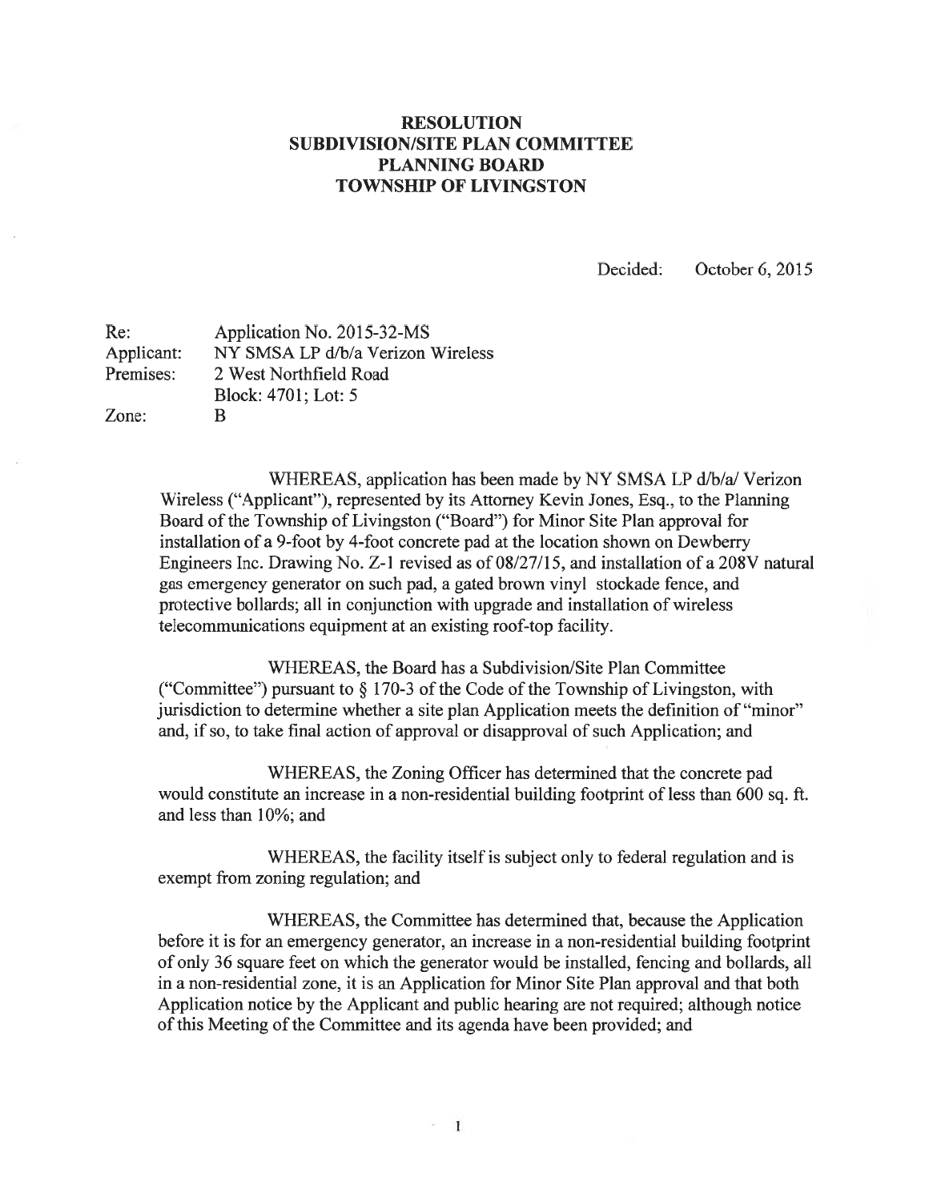# RESOLUTION
# SUBDIVISION/SITE PLAN COMMITTEE
# PLANNING BOARD
# TOWNSHIP OF LIVINGSTON

Decided: October 6, 2015

| | |
|---|---|
| Re: | Application No. 2015-32-MS |
| Applicant: | NY SMSA LP d/b/a Verizon Wireless |
| Premises: | 2 West Northfield Road |
| | Block: 4701; Lot: 5 |
| Zone: | B |

WHEREAS, application has been made by NY SMSA LP d/b/a/ Verizon Wireless ("Applicant"), represented by its Attorney Kevin Jones, Esq., to the Planning Board of the Township of Livingston ("Board") for Minor Site Plan approval for installation of a 9-foot by 4-foot concrete pad at the location shown on Dewberry Engineers Inc. Drawing No. Z-1 revised as of 08/27/15, and installation of a 208V natural gas emergency generator on such pad, a gated brown vinyl stockade fence, and protective bollards; all in conjunction with upgrade and installation of wireless telecommunications equipment at an existing roof-top facility.

WHEREAS, the Board has a Subdivision/Site Plan Committee ("Committee") pursuant to § 170-3 of the Code of the Township of Livingston, with jurisdiction to determine whether a site plan Application meets the definition of "minor" and, if so, to take final action of approval or disapproval of such Application; and

WHEREAS, the Zoning Officer has determined that the concrete pad would constitute an increase in a non-residential building footprint of less than 600 sq. ft. and less than 10%; and

WHEREAS, the facility itself is subject only to federal regulation and is exempt from zoning regulation; and

WHEREAS, the Committee has determined that, because the Application before it is for an emergency generator, an increase in a non-residential building footprint of only 36 square feet on which the generator would be installed, fencing and bollards, all in a non-residential zone, it is an Application for Minor Site Plan approval and that both Application notice by the Applicant and public hearing are not required; although notice of this Meeting of the Committee and its agenda have been provided; and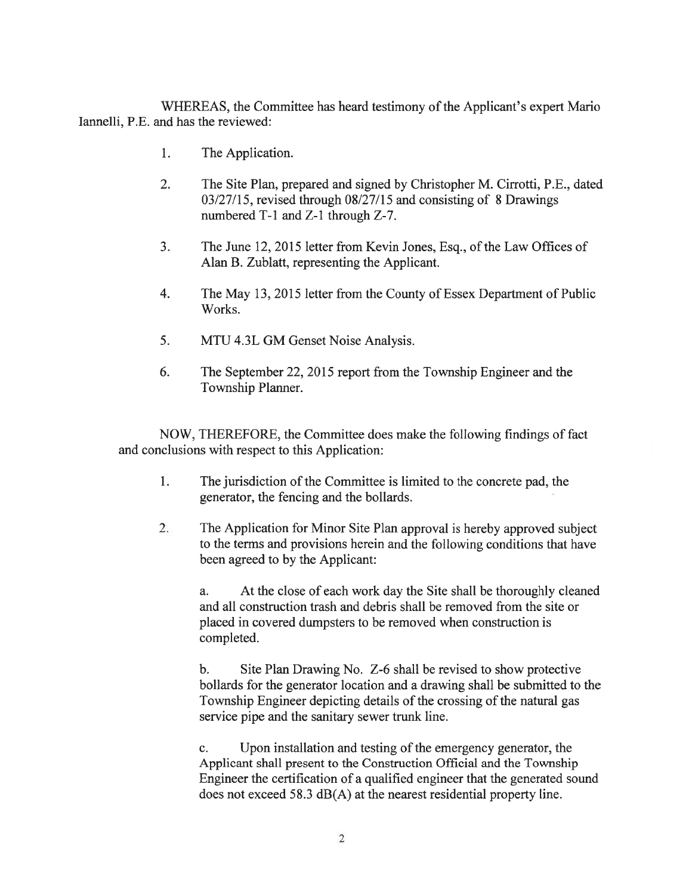WHEREAS, the Committee has heard testimony of the Applicant's expert Mario Iannelli, P.E. and has the reviewed:

1. The Application.

2. The Site Plan, prepared and signed by Christopher M. Cirrotti, P.E., dated 03/27/15, revised through 08/27/15 and consisting of 8 Drawings numbered T-1 and Z-1 through Z-7.

3. The June 12, 2015 letter from Kevin Jones, Esq., of the Law Offices of Alan B. Zublatt, representing the Applicant.

4. The May 13, 2015 letter from the County of Essex Department of Public Works.

5. MTU 4.3L GM Genset Noise Analysis.

6. The September 22, 2015 report from the Township Engineer and the Township Planner.

NOW, THEREFORE, the Committee does make the following findings of fact and conclusions with respect to this Application:

1. The jurisdiction of the Committee is limited to the concrete pad, the generator, the fencing and the bollards.

2. The Application for Minor Site Plan approval is hereby approved subject to the terms and provisions herein and the following conditions that have been agreed to by the Applicant:

   a. At the close of each work day the Site shall be thoroughly cleaned and all construction trash and debris shall be removed from the site or placed in covered dumpsters to be removed when construction is completed.

   b. Site Plan Drawing No. Z-6 shall be revised to show protective bollards for the generator location and a drawing shall be submitted to the Township Engineer depicting details of the crossing of the natural gas service pipe and the sanitary sewer trunk line.

   c. Upon installation and testing of the emergency generator, the Applicant shall present to the Construction Official and the Township Engineer the certification of a qualified engineer that the generated sound does not exceed 58.3 dB(A) at the nearest residential property line.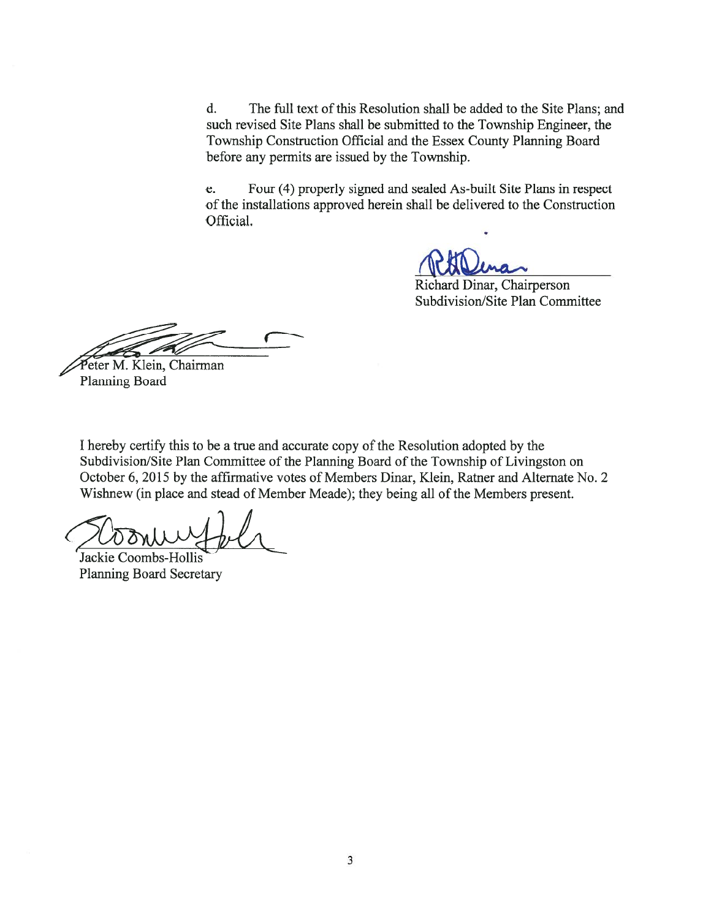d. The full text of this Resolution shall be added to the Site Plans; and such revised Site Plans shall be submitted to the Township Engineer, the Township Construction Official and the Essex County Planning Board before any permits are issued by the Township.

e. Four (4) properly signed and sealed As-built Site Plans in respect of the installations approved herein shall be delivered to the Construction Official.

Richard Dinar, Chairperson
Subdivision/Site Plan Committee

Peter M. Klein, Chairman
Planning Board

I hereby certify this to be a true and accurate copy of the Resolution adopted by the Subdivision/Site Plan Committee of the Planning Board of the Township of Livingston on October 6, 2015 by the affirmative votes of Members Dinar, Klein, Ratner and Alternate No. 2 Wishnew (in place and stead of Member Meade); they being all of the Members present.

Jackie Coombs-Hollis
Planning Board Secretary